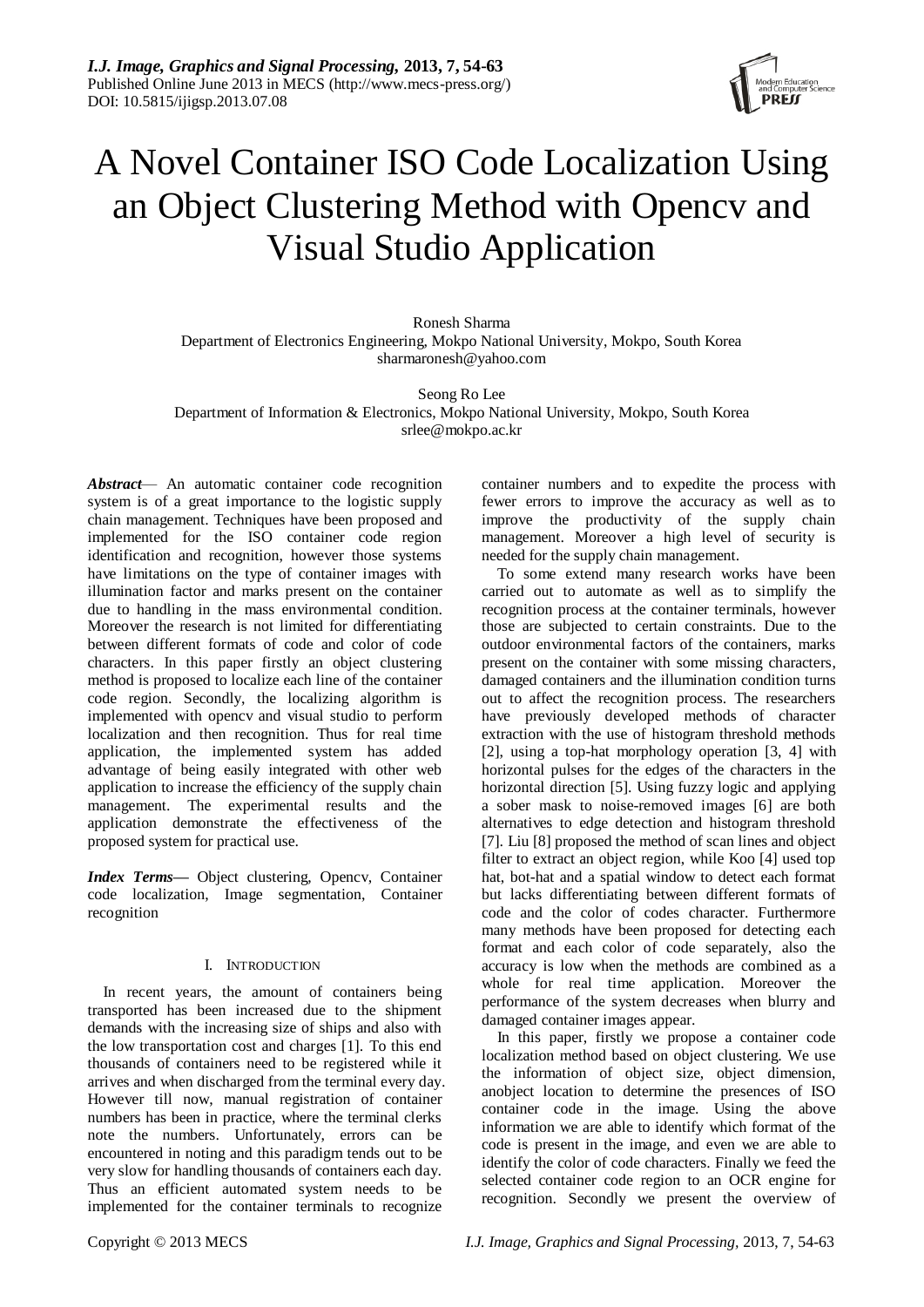# A Novel Container ISO Code Localization Using an Object Clustering Method with Opencv and Visual Studio Application

Ronesh Sharma
Department of Electronics Engineering, Mokpo National University, Mokpo, South Korea
sharmaronesh@yahoo.com

Seong Ro Lee
Department of Information & Electronics, Mokpo National University, Mokpo, South Korea
srlee@mokpo.ac.kr

***Abstract***— An automatic container code recognition system is of a great importance to the logistic supply chain management. Techniques have been proposed and implemented for the ISO container code region identification and recognition, however those systems have limitations on the type of container images with illumination factor and marks present on the container due to handling in the mass environmental condition. Moreover the research is not limited for differentiating between different formats of code and color of code characters. In this paper firstly an object clustering method is proposed to localize each line of the container code region. Secondly, the localizing algorithm is implemented with opencv and visual studio to perform localization and then recognition. Thus for real time application, the implemented system has added advantage of being easily integrated with other web application to increase the efficiency of the supply chain management. The experimental results and the application demonstrate the effectiveness of the proposed system for practical use.

***Index Terms***— Object clustering, Opencv, Container code localization, Image segmentation, Container recognition

## I. Introduction

In recent years, the amount of containers being transported has been increased due to the shipment demands with the increasing size of ships and also with the low transportation cost and charges [1]. To this end thousands of containers need to be registered while it arrives and when discharged from the terminal every day. However till now, manual registration of container numbers has been in practice, where the terminal clerks note the numbers. Unfortunately, errors can be encountered in noting and this paradigm tends out to be very slow for handling thousands of containers each day. Thus an efficient automated system needs to be implemented for the container terminals to recognize container numbers and to expedite the process with fewer errors to improve the accuracy as well as to improve the productivity of the supply chain management. Moreover a high level of security is needed for the supply chain management.

To some extend many research works have been carried out to automate as well as to simplify the recognition process at the container terminals, however those are subjected to certain constraints. Due to the outdoor environmental factors of the containers, marks present on the container with some missing characters, damaged containers and the illumination condition turns out to affect the recognition process. The researchers have previously developed methods of character extraction with the use of histogram threshold methods [2], using a top-hat morphology operation [3, 4] with horizontal pulses for the edges of the characters in the horizontal direction [5]. Using fuzzy logic and applying a sober mask to noise-removed images [6] are both alternatives to edge detection and histogram threshold [7]. Liu [8] proposed the method of scan lines and object filter to extract an object region, while Koo [4] used top hat, bot-hat and a spatial window to detect each format but lacks differentiating between different formats of code and the color of codes character. Furthermore many methods have been proposed for detecting each format and each color of code separately, also the accuracy is low when the methods are combined as a whole for real time application. Moreover the performance of the system decreases when blurry and damaged container images appear.

In this paper, firstly we propose a container code localization method based on object clustering. We use the information of object size, object dimension, anobject location to determine the presences of ISO container code in the image. Using the above information we are able to identify which format of the code is present in the image, and even we are able to identify the color of code characters. Finally we feed the selected container code region to an OCR engine for recognition. Secondly we present the overview of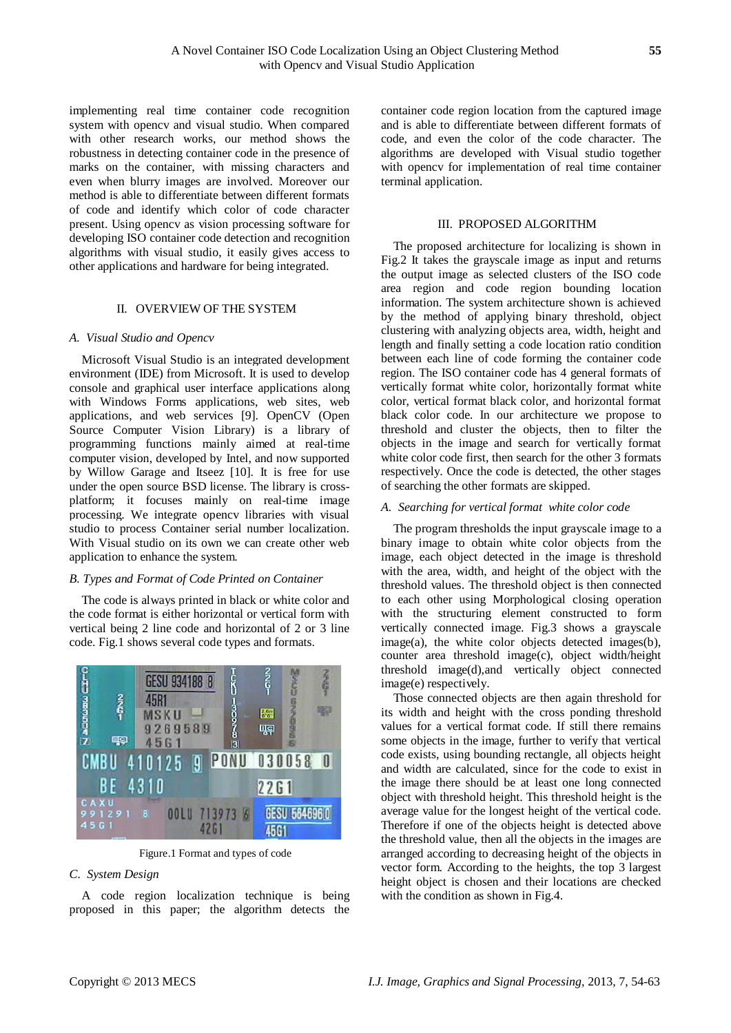implementing real time container code recognition system with opencv and visual studio. When compared with other research works, our method shows the robustness in detecting container code in the presence of marks on the container, with missing characters and even when blurry images are involved. Moreover our method is able to differentiate between different formats of code and identify which color of code character present. Using opencv as vision processing software for developing ISO container code detection and recognition algorithms with visual studio, it easily gives access to other applications and hardware for being integrated.

## II. OVERVIEW OF THE SYSTEM

### A. Visual Studio and Opencv

Microsoft Visual Studio is an integrated development environment (IDE) from Microsoft. It is used to develop console and graphical user interface applications along with Windows Forms applications, web sites, web applications, and web services [9]. OpenCV (Open Source Computer Vision Library) is a library of programming functions mainly aimed at real-time computer vision, developed by Intel, and now supported by Willow Garage and Itseez [10]. It is free for use under the open source BSD license. The library is cross-platform; it focuses mainly on real-time image processing. We integrate opencv libraries with visual studio to process Container serial number localization. With Visual studio on its own we can create other web application to enhance the system.

### B. Types and Format of Code Printed on Container

The code is always printed in black or white color and the code format is either horizontal or vertical form with vertical being 2 line code and horizontal of 2 or 3 line code. Fig.1 shows several code types and formats.

Figure.1 Format and types of code

### C. System Design

A code region localization technique is being proposed in this paper; the algorithm detects the container code region location from the captured image and is able to differentiate between different formats of code, and even the color of the code character. The algorithms are developed with Visual studio together with opencv for implementation of real time container terminal application.

## III. PROPOSED ALGORITHM

The proposed architecture for localizing is shown in Fig.2 It takes the grayscale image as input and returns the output image as selected clusters of the ISO code area region and code region bounding location information. The system architecture shown is achieved by the method of applying binary threshold, object clustering with analyzing objects area, width, height and length and finally setting a code location ratio condition between each line of code forming the container code region. The ISO container code has 4 general formats of vertically format white color, horizontally format white color, vertical format black color, and horizontal format black color code. In our architecture we propose to threshold and cluster the objects, then to filter the objects in the image and search for vertically format white color code first, then search for the other 3 formats respectively. Once the code is detected, the other stages of searching the other formats are skipped.

### A. Searching for vertical format white color code

The program thresholds the input grayscale image to a binary image to obtain white color objects. From the image, each object detected in the image is threshold with the area, width, and height of the object with the threshold values. The threshold object is then connected to each other using Morphological closing operation with the structuring element constructed to form vertically connected image. Fig.3 shows a grayscale image(a), the white color objects detected images(b), counter area threshold image(c), object width/height threshold image(d),and vertically object connected image(e) respectively.

Those connected objects are then again threshold for its width and height with the cross ponding threshold values for a vertical format code. If still there remains some objects in the image, further to verify that vertical code exists, using bounding rectangle, all objects height and width are calculated, since for the code to exist in the image there should be at least one long connected object with threshold height. This threshold height is the average value for the longest height of the vertical code. Therefore if one of the objects height is detected above the threshold value, then all the objects in the images are arranged according to decreasing height of the objects in vector form. According to the heights, the top 3 largest height object is chosen and their locations are checked with the condition as shown in Fig.4.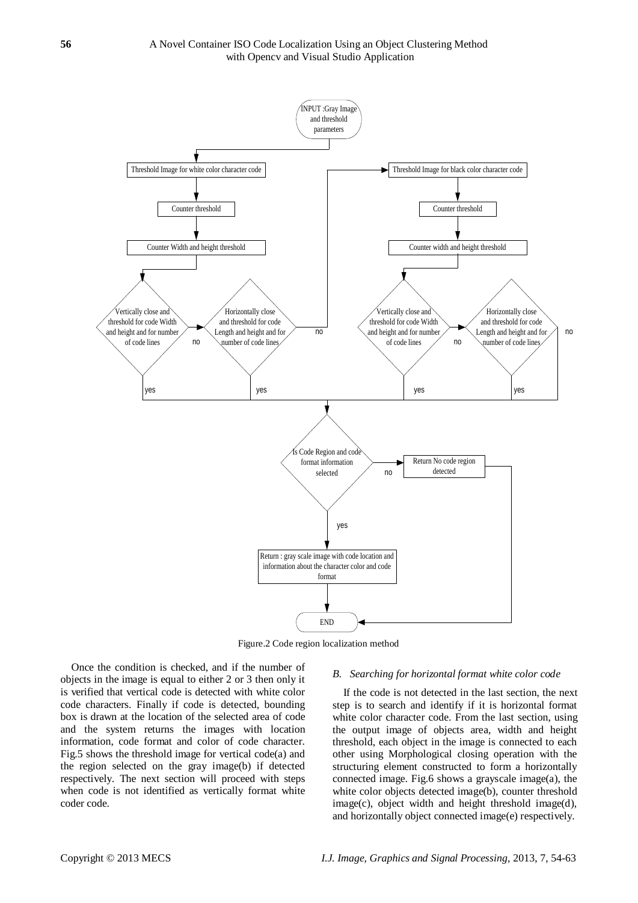Figure.2 Code region localization method

Once the condition is checked, and if the number of objects in the image is equal to either 2 or 3 then only it is verified that vertical code is detected with white color code characters. Finally if code is detected, bounding box is drawn at the location of the selected area of code and the system returns the images with location information, code format and color of code character. Fig.5 shows the threshold image for vertical code(a) and the region selected on the gray image(b) if detected respectively. The next section will proceed with steps when code is not identified as vertically format white coder code.

### *B. Searching for horizontal format white color code*

If the code is not detected in the last section, the next step is to search and identify if it is horizontal format white color character code. From the last section, using the output image of objects area, width and height threshold, each object in the image is connected to each other using Morphological closing operation with the structuring element constructed to form a horizontally connected image. Fig.6 shows a grayscale image(a), the white color objects detected image(b), counter threshold image(c), object width and height threshold image(d), and horizontally object connected image(e) respectively.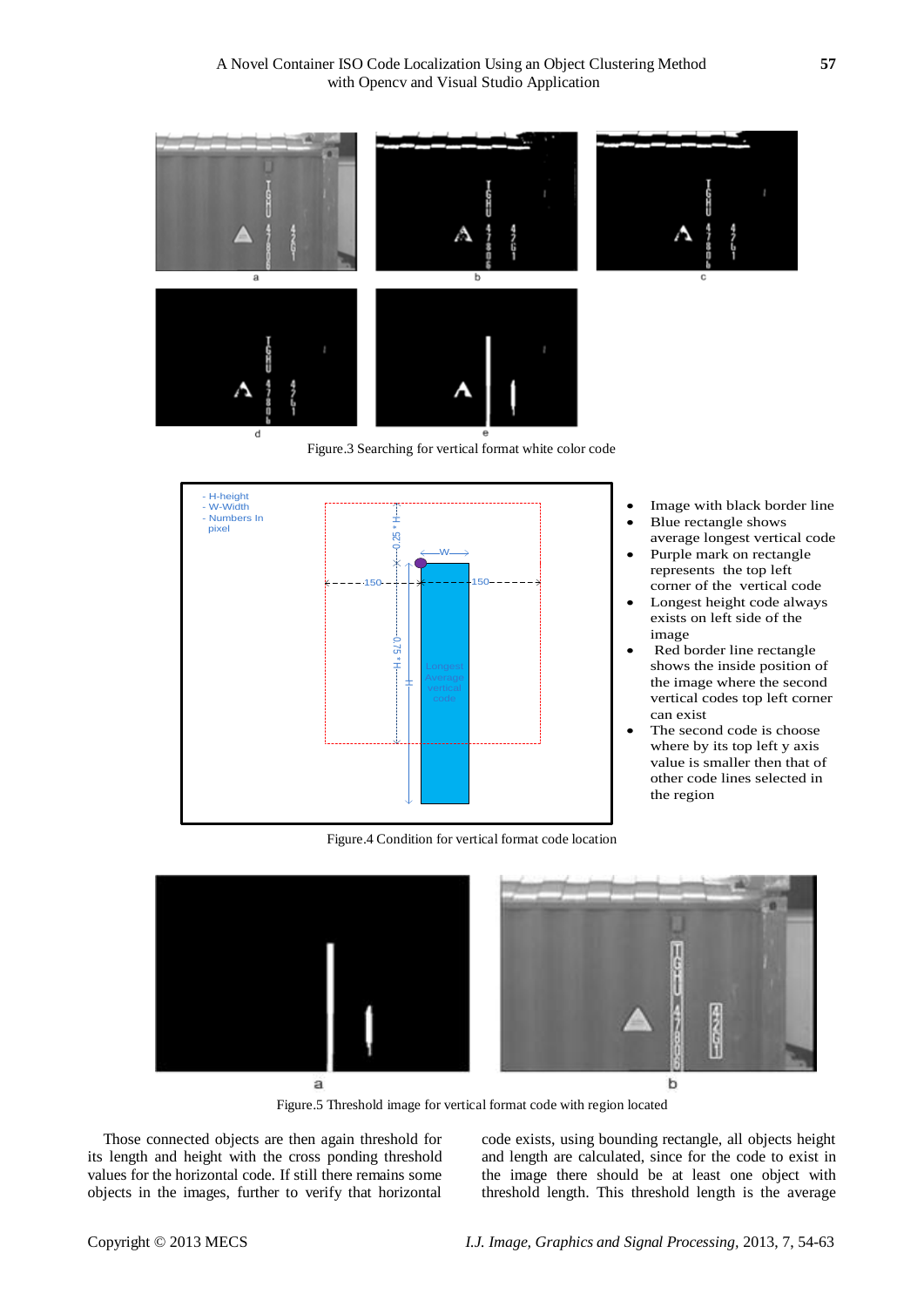Figure.3 Searching for vertical format white color code

- Image with black border line
- Blue rectangle shows average longest vertical code
- Purple mark on rectangle represents the top left corner of the vertical code
- Longest height code always exists on left side of the image
- Red border line rectangle shows the inside position of the image where the second vertical codes top left corner can exist
- The second code is choose where by its top left y axis value is smaller then that of other code lines selected in the region

Figure.4 Condition for vertical format code location

Figure.5 Threshold image for vertical format code with region located

Those connected objects are then again threshold for its length and height with the cross ponding threshold values for the horizontal code. If still there remains some objects in the images, further to verify that horizontal code exists, using bounding rectangle, all objects height and length are calculated, since for the code to exist in the image there should be at least one object with threshold length. This threshold length is the average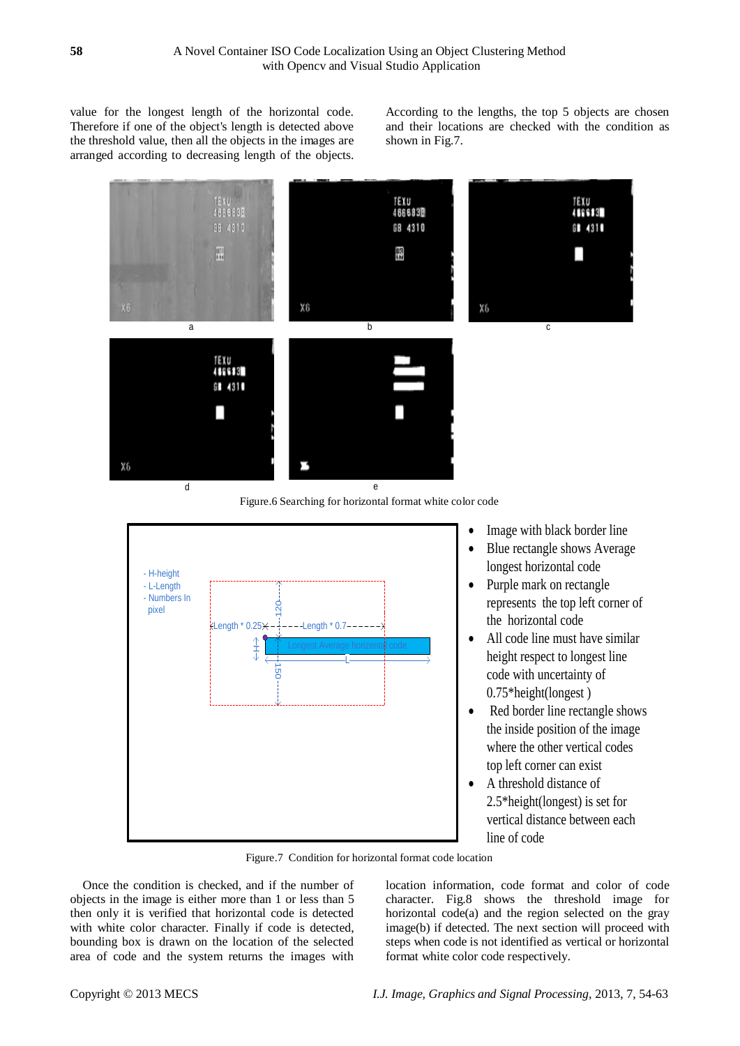value for the longest length of the horizontal code. Therefore if one of the object's length is detected above the threshold value, then all the objects in the images are arranged according to decreasing length of the objects. According to the lengths, the top 5 objects are chosen and their locations are checked with the condition as shown in Fig.7.

Figure.6 Searching for horizontal format white color code

- Image with black border line
- Blue rectangle shows Average longest horizontal code
- Purple mark on rectangle represents the top left corner of the horizontal code
- All code line must have similar height respect to longest line code with uncertainty of 0.75*height(longest )
- Red border line rectangle shows the inside position of the image where the other vertical codes top left corner can exist
- A threshold distance of 2.5*height(longest) is set for vertical distance between each line of code

Figure.7 Condition for horizontal format code location

Once the condition is checked, and if the number of objects in the image is either more than 1 or less than 5 then only it is verified that horizontal code is detected with white color character. Finally if code is detected, bounding box is drawn on the location of the selected area of code and the system returns the images with location information, code format and color of code character. Fig.8 shows the threshold image for horizontal code(a) and the region selected on the gray image(b) if detected. The next section will proceed with steps when code is not identified as vertical or horizontal format white color code respectively.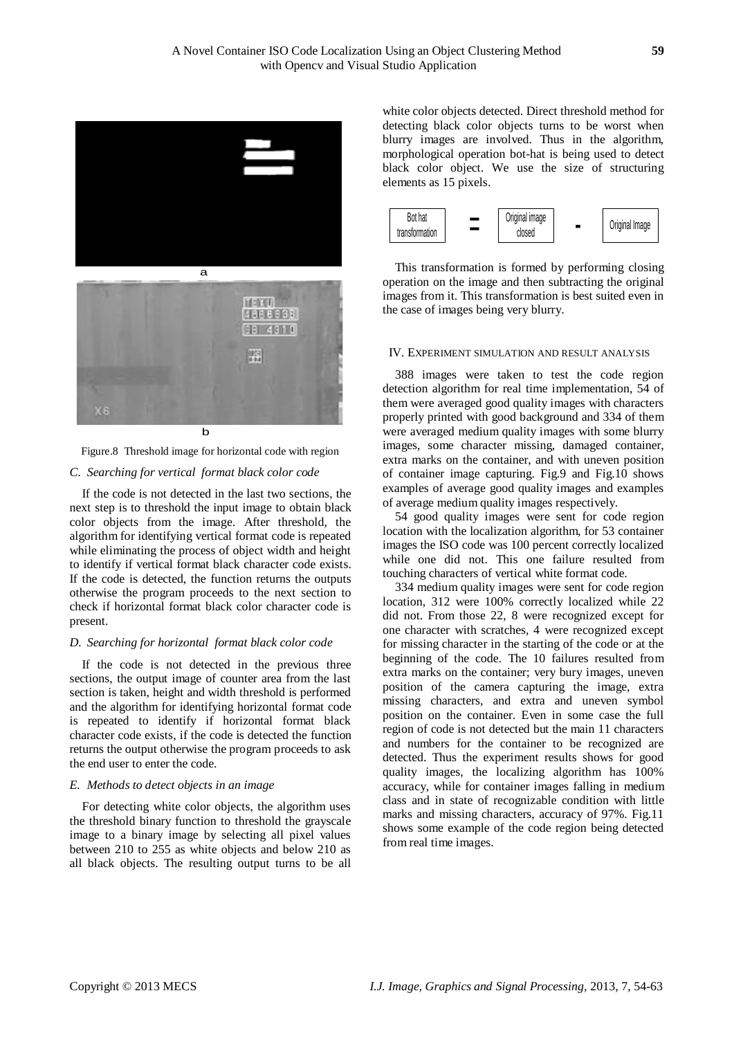Figure.8 Threshold image for horizontal code with region

### C. Searching for vertical format black color code

If the code is not detected in the last two sections, the next step is to threshold the input image to obtain black color objects from the image. After threshold, the algorithm for identifying vertical format code is repeated while eliminating the process of object width and height to identify if vertical format black character code exists. If the code is detected, the function returns the outputs otherwise the program proceeds to the next section to check if horizontal format black color character code is present.

### D. Searching for horizontal format black color code

If the code is not detected in the previous three sections, the output image of counter area from the last section is taken, height and width threshold is performed and the algorithm for identifying horizontal format code is repeated to identify if horizontal format black character code exists, if the code is detected the function returns the output otherwise the program proceeds to ask the end user to enter the code.

### E. Methods to detect objects in an image

For detecting white color objects, the algorithm uses the threshold binary function to threshold the grayscale image to a binary image by selecting all pixel values between 210 to 255 as white objects and below 210 as all black objects. The resulting output turns to be all white color objects detected. Direct threshold method for detecting black color objects turns to be worst when blurry images are involved. Thus in the algorithm, morphological operation bot-hat is being used to detect black color object. We use the size of structuring elements as 15 pixels.

Bot hat transformation = Original image closed - Original Image

This transformation is formed by performing closing operation on the image and then subtracting the original images from it. This transformation is best suited even in the case of images being very blurry.

## IV. Experiment Simulation and Result Analysis

388 images were taken to test the code region detection algorithm for real time implementation, 54 of them were averaged good quality images with characters properly printed with good background and 334 of them were averaged medium quality images with some blurry images, some character missing, damaged container, extra marks on the container, and with uneven position of container image capturing. Fig.9 and Fig.10 shows examples of average good quality images and examples of average medium quality images respectively.

54 good quality images were sent for code region location with the localization algorithm, for 53 container images the ISO code was 100 percent correctly localized while one did not. This one failure resulted from touching characters of vertical white format code.

334 medium quality images were sent for code region location, 312 were 100% correctly localized while 22 did not. From those 22, 8 were recognized except for one character with scratches, 4 were recognized except for missing character in the starting of the code or at the beginning of the code. The 10 failures resulted from extra marks on the container; very bury images, uneven position of the camera capturing the image, extra missing characters, and extra and uneven symbol position on the container. Even in some case the full region of code is not detected but the main 11 characters and numbers for the container to be recognized are detected. Thus the experiment results shows for good quality images, the localizing algorithm has 100% accuracy, while for container images falling in medium class and in state of recognizable condition with little marks and missing characters, accuracy of 97%. Fig.11 shows some example of the code region being detected from real time images.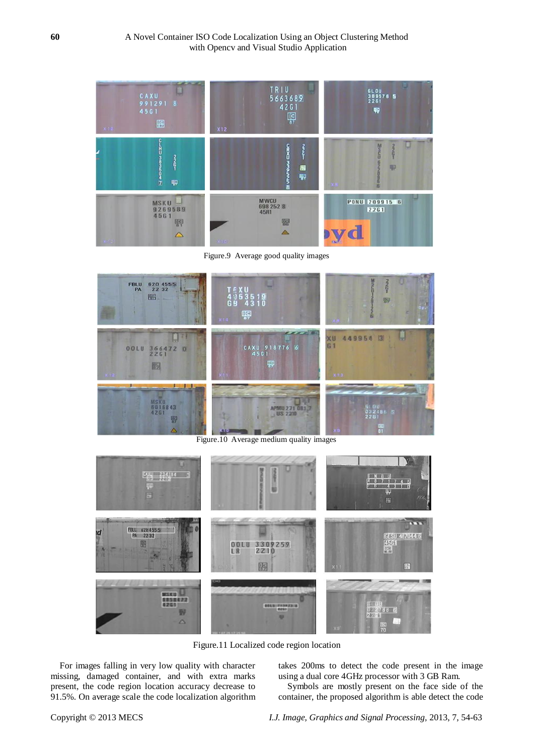Figure.9 Average good quality images

Figure.10 Average medium quality images

Figure.11 Localized code region location

For images falling in very low quality with character missing, damaged container, and with extra marks present, the code region location accuracy decrease to 91.5%. On average scale the code localization algorithm takes 200ms to detect the code present in the image using a dual core 4GHz processor with 3 GB Ram.

Symbols are mostly present on the face side of the container, the proposed algorithm is able detect the code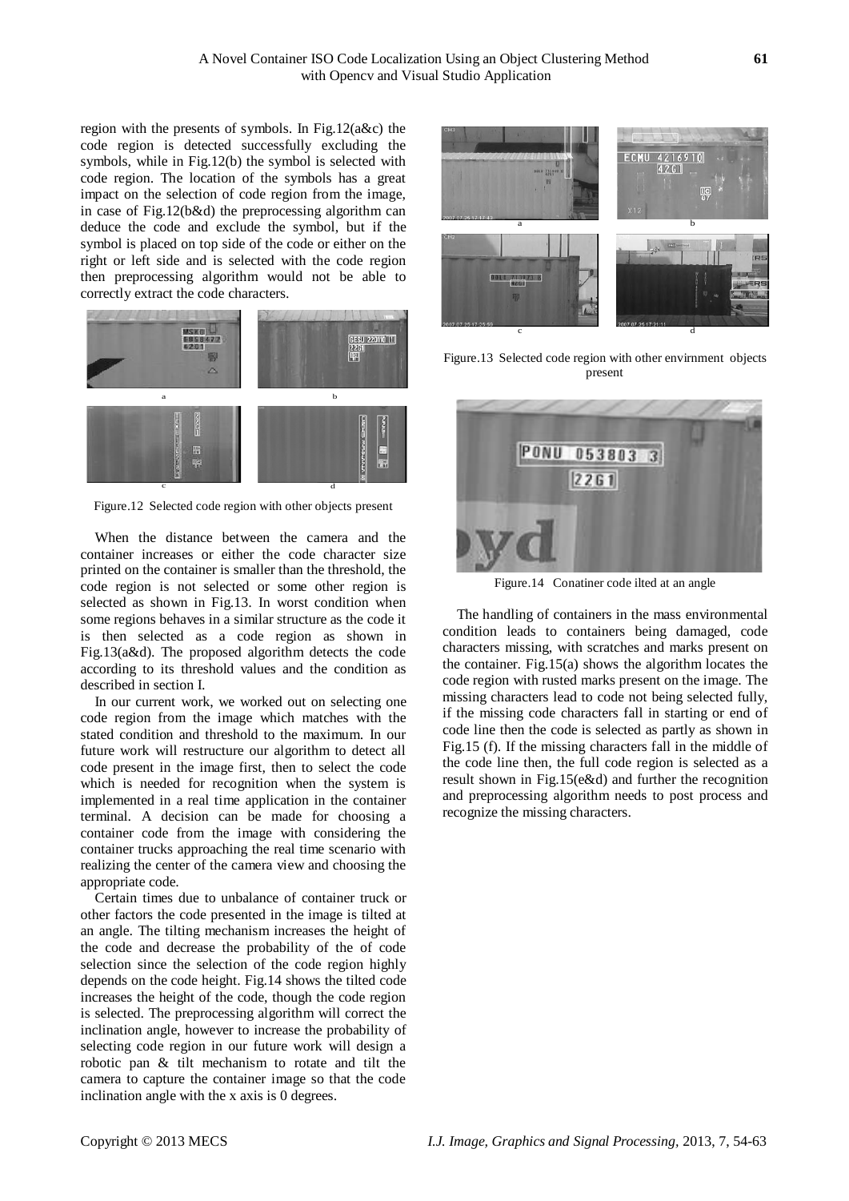region with the presents of symbols. In Fig.12(a&c) the code region is detected successfully excluding the symbols, while in Fig.12(b) the symbol is selected with code region. The location of the symbols has a great impact on the selection of code region from the image, in case of Fig.12(b&d) the preprocessing algorithm can deduce the code and exclude the symbol, but if the symbol is placed on top side of the code or either on the right or left side and is selected with the code region then preprocessing algorithm would not be able to correctly extract the code characters.

Figure.12 Selected code region with other objects present

When the distance between the camera and the container increases or either the code character size printed on the container is smaller than the threshold, the code region is not selected or some other region is selected as shown in Fig.13. In worst condition when some regions behaves in a similar structure as the code it is then selected as a code region as shown in Fig.13(a&d). The proposed algorithm detects the code according to its threshold values and the condition as described in section I.

In our current work, we worked out on selecting one code region from the image which matches with the stated condition and threshold to the maximum. In our future work will restructure our algorithm to detect all code present in the image first, then to select the code which is needed for recognition when the system is implemented in a real time application in the container terminal. A decision can be made for choosing a container code from the image with considering the container trucks approaching the real time scenario with realizing the center of the camera view and choosing the appropriate code.

Certain times due to unbalance of container truck or other factors the code presented in the image is tilted at an angle. The tilting mechanism increases the height of the code and decrease the probability of the of code selection since the selection of the code region highly depends on the code height. Fig.14 shows the tilted code increases the height of the code, though the code region is selected. The preprocessing algorithm will correct the inclination angle, however to increase the probability of selecting code region in our future work will design a robotic pan & tilt mechanism to rotate and tilt the camera to capture the container image so that the code inclination angle with the x axis is 0 degrees.

Figure.13 Selected code region with other envirnment objects present

Figure.14 Conatiner code ilted at an angle

The handling of containers in the mass environmental condition leads to containers being damaged, code characters missing, with scratches and marks present on the container. Fig.15(a) shows the algorithm locates the code region with rusted marks present on the image. The missing characters lead to code not being selected fully, if the missing code characters fall in starting or end of code line then the code is selected as partly as shown in Fig.15 (f). If the missing characters fall in the middle of the code line then, the full code region is selected as a result shown in Fig.15(e&d) and further the recognition and preprocessing algorithm needs to post process and recognize the missing characters.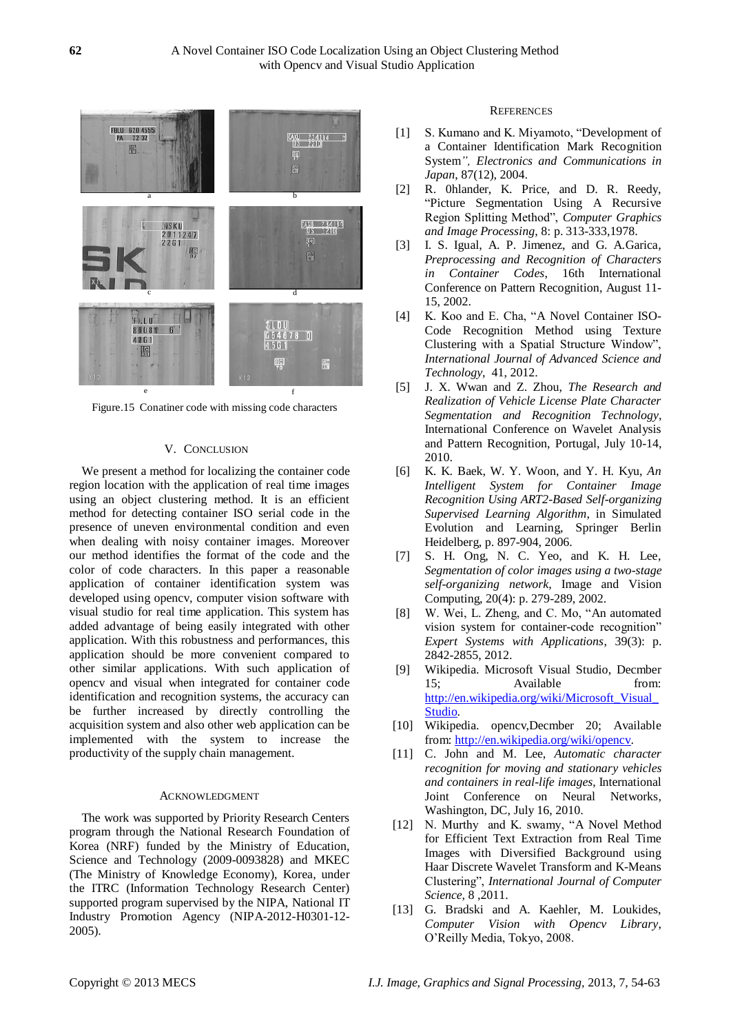Figure.15 Conatiner code with missing code characters

## V. Conclusion

We present a method for localizing the container code region location with the application of real time images using an object clustering method. It is an efficient method for detecting container ISO serial code in the presence of uneven environmental condition and even when dealing with noisy container images. Moreover our method identifies the format of the code and the color of code characters. In this paper a reasonable application of container identification system was developed using opencv, computer vision software with visual studio for real time application. This system has added advantage of being easily integrated with other application. With this robustness and performances, this application should be more convenient compared to other similar applications. With such application of opencv and visual when integrated for container code identification and recognition systems, the accuracy can be further increased by directly controlling the acquisition system and also other web application can be implemented with the system to increase the productivity of the supply chain management.

## Acknowledgment

The work was supported by Priority Research Centers program through the National Research Foundation of Korea (NRF) funded by the Ministry of Education, Science and Technology (2009-0093828) and MKEC (The Ministry of Knowledge Economy), Korea, under the ITRC (Information Technology Research Center) supported program supervised by the NIPA, National IT Industry Promotion Agency (NIPA-2012-H0301-12-2005).

## References

[1] S. Kumano and K. Miyamoto, "Development of a Container Identification Mark Recognition System*", Electronics and Communications in Japan*, 87(12), 2004.

[2] R. 0hlander, K. Price, and D. R. Reedy, "Picture Segmentation Using A Recursive Region Splitting Method", *Computer Graphics and Image Processing*, 8: p. 313-333,1978.

[3] I. S. Igual, A. P. Jimenez, and G. A.Garica, *Preprocessing and Recognition of Characters in Container Codes*, 16th International Conference on Pattern Recognition, August 11-15, 2002.

[4] K. Koo and E. Cha, "A Novel Container ISO-Code Recognition Method using Texture Clustering with a Spatial Structure Window", *International Journal of Advanced Science and Technology*, 41, 2012.

[5] J. X. Wwan and Z. Zhou, *The Research and Realization of Vehicle License Plate Character Segmentation and Recognition Technology*, International Conference on Wavelet Analysis and Pattern Recognition, Portugal, July 10-14, 2010.

[6] K. K. Baek, W. Y. Woon, and Y. H. Kyu, *An Intelligent System for Container Image Recognition Using ART2-Based Self-organizing Supervised Learning Algorithm*, in Simulated Evolution and Learning, Springer Berlin Heidelberg, p. 897-904, 2006.

[7] S. H. Ong, N. C. Yeo, and K. H. Lee, *Segmentation of color images using a two-stage self-organizing network*, Image and Vision Computing, 20(4): p. 279-289, 2002.

[8] W. Wei, L. Zheng, and C. Mo, "An automated vision system for container-code recognition" *Expert Systems with Applications*, 39(3): p. 2842-2855, 2012.

[9] Wikipedia. Microsoft Visual Studio, Decmber 15; Available from: http://en.wikipedia.org/wiki/Microsoft_Visual_Studio.

[10] Wikipedia. opencv,Decmber 20; Available from: http://en.wikipedia.org/wiki/opencv.

[11] C. John and M. Lee, *Automatic character recognition for moving and stationary vehicles and containers in real-life images*, International Joint Conference on Neural Networks, Washington, DC, July 16, 2010.

[12] N. Murthy and K. swamy, "A Novel Method for Efficient Text Extraction from Real Time Images with Diversified Background using Haar Discrete Wavelet Transform and K-Means Clustering", *International Journal of Computer Science*, 8 ,2011.

[13] G. Bradski and A. Kaehler, M. Loukides, *Computer Vision with Opencv Library*, O'Reilly Media, Tokyo, 2008.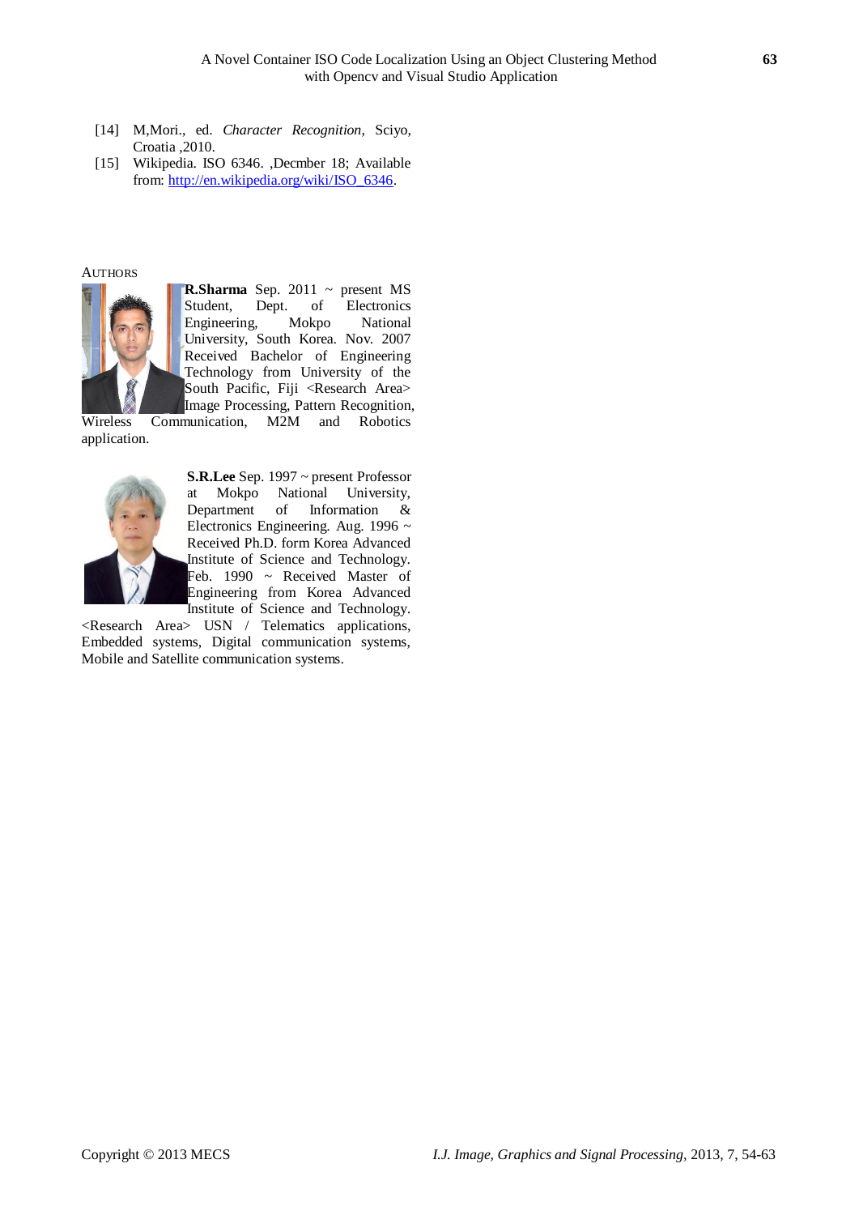[14] M,Mori., ed. *Character Recognition*, Sciyo, Croatia ,2010.

[15] Wikipedia. ISO 6346. ,Decmber 18; Available from: http://en.wikipedia.org/wiki/ISO_6346.

## AUTHORS

**R.Sharma** Sep. 2011 ~ present MS Student, Dept. of Electronics Engineering, Mokpo National University, South Korea. Nov. 2007 Received Bachelor of Engineering Technology from University of the South Pacific, Fiji <Research Area> Image Processing, Pattern Recognition, Wireless Communication, M2M and Robotics application.

**S.R.Lee** Sep. 1997 ~ present Professor at Mokpo National University, Department of Information & Electronics Engineering. Aug. 1996 ~ Received Ph.D. form Korea Advanced Institute of Science and Technology. Feb. 1990 ~ Received Master of Engineering from Korea Advanced Institute of Science and Technology. <Research Area> USN / Telematics applications, Embedded systems, Digital communication systems, Mobile and Satellite communication systems.